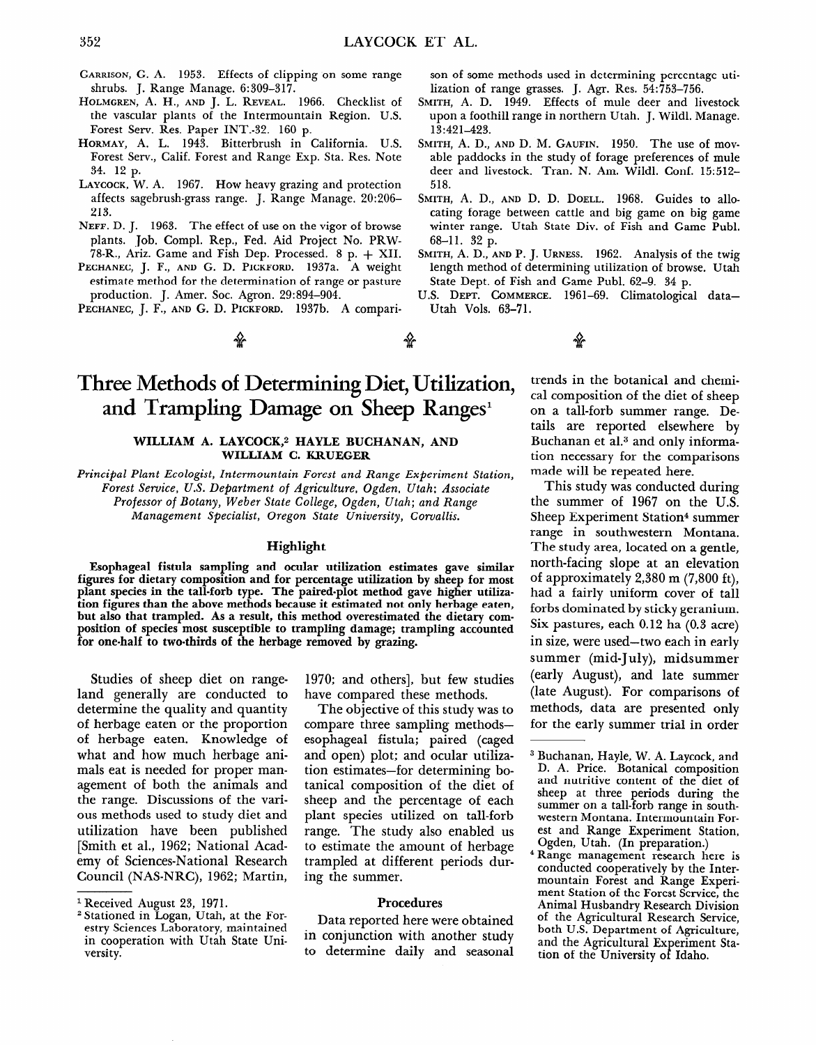GARRISON, G. A. 1953. Effects of clipping on some range shrubs. J. Range Manage. 6:309–317.

HOLMGREN, A. H., AND J. L. REVEAL. 1966. Checklist of the vascular plants of the Intermountain Region. U.S. Forest Serv. Res. Paper INT.-32. 160 p.

HORMAY, A. L. 1943. Bitterbrush in California. U.S. Forest Serv., Calif. Forest and Range Exp. Sta. Res. Note 34. 12 p.

LAYCOCK, W. A. 1967. How heavy grazing and protection affects sagebrush-grass range. J. Range Manage. 20:206–213.

NEFF. D. J. 1963. The effect of use on the vigor of browse plants. Job. Compl. Rep., Fed. Aid Project No. PRW-78-R., Ariz. Game and Fish Dep. Processed. 8 p. + XII.

PECHANEC, J. F., AND G. D. PICKFORD. 1937a. A weight estimate method for the determination of range or pasture production. J. Amer. Soc. Agron. 29:894–904.

PECHANEC, J. F., AND G. D. PICKFORD. 1937b. A comparison of some methods used in determining percentage utilization of range grasses. J. Agr. Res. 54:753–756.

SMITH, A. D. 1949. Effects of mule deer and livestock upon a foothill range in northern Utah. J. Wildl. Manage. 13:421–423.

SMITH, A. D., AND D. M. GAUFIN. 1950. The use of movable paddocks in the study of forage preferences of mule deer and livestock. Tran. N. Am. Wildl. Conf. 15:512–518.

SMITH, A. D., AND D. D. DOELL. 1968. Guides to allocating forage between cattle and big game on big game winter range. Utah State Div. of Fish and Game Publ. 68-11. 32 p.

SMITH, A. D., AND P. J. URNESS. 1962. Analysis of the twig length method of determining utilization of browse. Utah State Dept. of Fish and Game Publ. 62-9. 34 p.

U.S. DEPT. COMMERCE. 1961–69. Climatological data—Utah Vols. 63–71.

# Three Methods of Determining Diet, Utilization, and Trampling Damage on Sheep Ranges[1]

**WILLIAM A. LAYCOCK,[2] HAYLE BUCHANAN, AND WILLIAM C. KRUEGER**

*Principal Plant Ecologist, Intermountain Forest and Range Experiment Station, Forest Service, U.S. Department of Agriculture, Ogden, Utah; Associate Professor of Botany, Weber State College, Ogden, Utah; and Range Management Specialist, Oregon State University, Corvallis.*

## Highlight

**Esophageal fistula sampling and ocular utilization estimates gave similar figures for dietary composition and for percentage utilization by sheep for most plant species in the tall-forb type. The paired-plot method gave higher utilization figures than the above methods because it estimated not only herbage eaten, but also that trampled. As a result, this method overestimated the dietary composition of species most susceptible to trampling damage; trampling accounted for one-half to two-thirds of the herbage removed by grazing.**

Studies of sheep diet on rangeland generally are conducted to determine the quality and quantity of herbage eaten or the proportion of herbage eaten. Knowledge of what and how much herbage animals eat is needed for proper management of both the animals and the range. Discussions of the various methods used to study diet and utilization have been published [Smith et al., 1962; National Academy of Sciences-National Research Council (NAS-NRC), 1962; Martin, 1970; and others], but few studies have compared these methods.

The objective of this study was to compare three sampling methods—esophageal fistula; paired (caged and open) plot; and ocular utilization estimates—for determining botanical composition of the diet of sheep and the percentage of each plant species utilized on tall-forb range. The study also enabled us to estimate the amount of herbage trampled at different periods during the summer.

## Procedures

Data reported here were obtained in conjunction with another study to determine daily and seasonal trends in the botanical and chemical composition of the diet of sheep on a tall-forb summer range. Details are reported elsewhere by Buchanan et al.[3] and only information necessary for the comparisons made will be repeated here.

This study was conducted during the summer of 1967 on the U.S. Sheep Experiment Station[4] summer range in southwestern Montana. The study area, located on a gentle, north-facing slope at an elevation of approximately 2,380 m (7,800 ft), had a fairly uniform cover of tall forbs dominated by sticky geranium. Six pastures, each 0.12 ha (0.3 acre) in size, were used—two each in early summer (mid-July), midsummer (early August), and late summer (late August). For comparisons of methods, data are presented only for the early summer trial in order

---

[1] Received August 23, 1971.

[2] Stationed in Logan, Utah, at the Forestry Sciences Laboratory, maintained in cooperation with Utah State University.

[3] Buchanan, Hayle, W. A. Laycock, and D. A. Price. Botanical composition and nutritive content of the diet of sheep at three periods during the summer on a tall-forb range in southwestern Montana. Intermountain Forest and Range Experiment Station, Ogden, Utah. (In preparation.)

[4] Range management research here is conducted cooperatively by the Intermountain Forest and Range Experiment Station of the Forest Service, the Animal Husbandry Research Division of the Agricultural Research Service, both U.S. Department of Agriculture, and the Agricultural Experiment Station of the University of Idaho.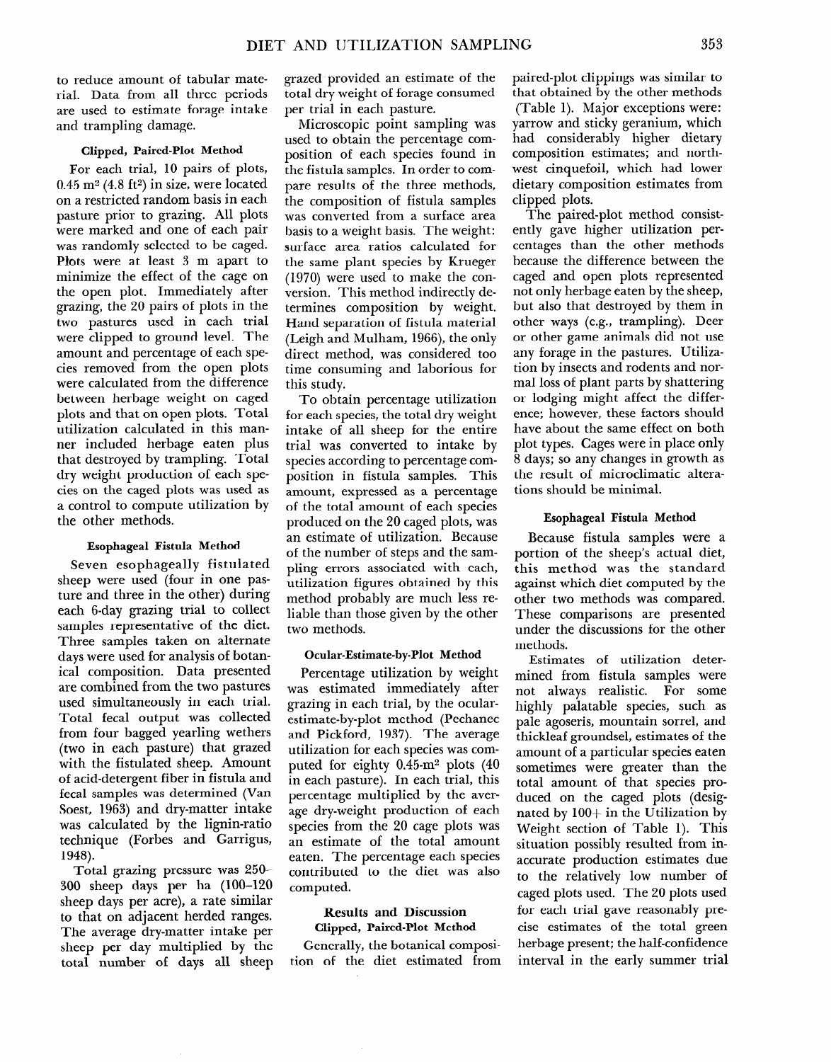to reduce amount of tabular material. Data from all three periods are used to estimate forage intake and trampling damage.

### Clipped, Paired-Plot Method

For each trial, 10 pairs of plots, 0.45 m$^2$ (4.8 ft$^2$) in size, were located on a restricted random basis in each pasture prior to grazing. All plots were marked and one of each pair was randomly selected to be caged. Plots were at least 3 m apart to minimize the effect of the cage on the open plot. Immediately after grazing, the 20 pairs of plots in the two pastures used in each trial were clipped to ground level. The amount and percentage of each species removed from the open plots were calculated from the difference between herbage weight on caged plots and that on open plots. Total utilization calculated in this manner included herbage eaten plus that destroyed by trampling. Total dry weight production of each species on the caged plots was used as a control to compute utilization by the other methods.

### Esophageal Fistula Method

Seven esophageally fistulated sheep were used (four in one pasture and three in the other) during each 6-day grazing trial to collect samples representative of the diet. Three samples taken on alternate days were used for analysis of botanical composition. Data presented are combined from the two pastures used simultaneously in each trial. Total fecal output was collected from four bagged yearling wethers (two in each pasture) that grazed with the fistulated sheep. Amount of acid-detergent fiber in fistula and fecal samples was determined (Van Soest, 1963) and dry-matter intake was calculated by the lignin-ratio technique (Forbes and Garrigus, 1948).

Total grazing pressure was 250–300 sheep days per ha (100–120 sheep days per acre), a rate similar to that on adjacent herded ranges. The average dry-matter intake per sheep per day multiplied by the total number of days all sheep grazed provided an estimate of the total dry weight of forage consumed per trial in each pasture.

Microscopic point sampling was used to obtain the percentage composition of each species found in the fistula samples. In order to compare results of the three methods, the composition of fistula samples was converted from a surface area basis to a weight basis. The weight: surface area ratios calculated for the same plant species by Krueger (1970) were used to make the conversion. This method indirectly determines composition by weight. Hand separation of fistula material (Leigh and Mulham, 1966), the only direct method, was considered too time consuming and laborious for this study.

To obtain percentage utilization for each species, the total dry weight intake of all sheep for the entire trial was converted to intake by species according to percentage composition in fistula samples. This amount, expressed as a percentage of the total amount of each species produced on the 20 caged plots, was an estimate of utilization. Because of the number of steps and the sampling errors associated with each, utilization figures obtained by this method probably are much less reliable than those given by the other two methods.

### Ocular-Estimate-by-Plot Method

Percentage utilization by weight was estimated immediately after grazing in each trial, by the ocular-estimate-by-plot method (Pechanec and Pickford, 1937). The average utilization for each species was computed for eighty 0.45-m$^2$ plots (40 in each pasture). In each trial, this percentage multiplied by the average dry-weight production of each species from the 20 cage plots was an estimate of the total amount eaten. The percentage each species contributed to the diet was also computed.

## Results and Discussion

### Clipped, Paired-Plot Method

Generally, the botanical composition of the diet estimated from paired-plot clippings was similar to that obtained by the other methods (Table 1). Major exceptions were: yarrow and sticky geranium, which had considerably higher dietary composition estimates; and northwest cinquefoil, which had lower dietary composition estimates from clipped plots.

The paired-plot method consistently gave higher utilization percentages than the other methods because the difference between the caged and open plots represented not only herbage eaten by the sheep, but also that destroyed by them in other ways (e.g., trampling). Deer or other game animals did not use any forage in the pastures. Utilization by insects and rodents and normal loss of plant parts by shattering or lodging might affect the difference; however, these factors should have about the same effect on both plot types. Cages were in place only 8 days; so any changes in growth as the result of microclimatic alterations should be minimal.

### Esophageal Fistula Method

Because fistula samples were a portion of the sheep's actual diet, this method was the standard against which diet computed by the other two methods was compared. These comparisons are presented under the discussions for the other methods.

Estimates of utilization determined from fistula samples were not always realistic. For some highly palatable species, such as pale agoseris, mountain sorrel, and thickleaf groundsel, estimates of the amount of a particular species eaten sometimes were greater than the total amount of that species produced on the caged plots (designated by 100+ in the Utilization by Weight section of Table 1). This situation possibly resulted from inaccurate production estimates due to the relatively low number of caged plots used. The 20 plots used for each trial gave reasonably precise estimates of the total green herbage present; the half-confidence interval in the early summer trial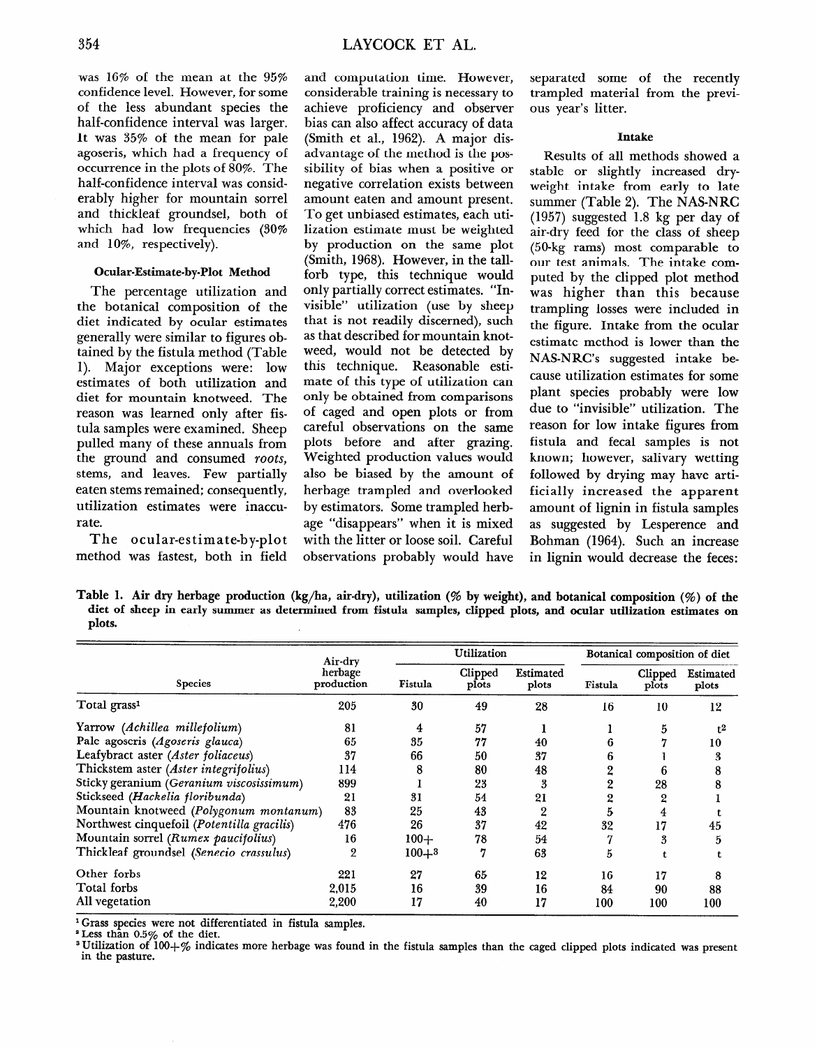was 16% of the mean at the 95% confidence level. However, for some of the less abundant species the half-confidence interval was larger. It was 35% of the mean for pale agoseris, which had a frequency of occurrence in the plots of 80%. The half-confidence interval was considerably higher for mountain sorrel and thickleaf groundsel, both of which had low frequencies (30% and 10%, respectively).

#### Ocular-Estimate-by-Plot Method

The percentage utilization and the botanical composition of the diet indicated by ocular estimates generally were similar to figures obtained by the fistula method (Table 1). Major exceptions were: low estimates of both utilization and diet for mountain knotweed. The reason was learned only after fistula samples were examined. Sheep pulled many of these annuals from the ground and consumed *roots*, stems, and leaves. Few partially eaten stems remained; consequently, utilization estimates were inaccurate.

The ocular-estimate-by-plot method was fastest, both in field and computation time. However, considerable training is necessary to achieve proficiency and observer bias can also affect accuracy of data (Smith et al., 1962). A major disadvantage of the method is the possibility of bias when a positive or negative correlation exists between amount eaten and amount present. To get unbiased estimates, each utilization estimate must be weighted by production on the same plot (Smith, 1968). However, in the tall-forb type, this technique would only partially correct estimates. "Invisible" utilization (use by sheep that is not readily discerned), such as that described for mountain knotweed, would not be detected by this technique. Reasonable estimate of this type of utilization can only be obtained from comparisons of caged and open plots or from careful observations on the same plots before and after grazing. Weighted production values would also be biased by the amount of herbage trampled and overlooked by estimators. Some trampled herbage "disappears" when it is mixed with the litter or loose soil. Careful observations probably would have separated some of the recently trampled material from the previous year's litter.

#### Intake

Results of all methods showed a stable or slightly increased dry-weight intake from early to late summer (Table 2). The NAS-NRC (1957) suggested 1.8 kg per day of air-dry feed for the class of sheep (50-kg rams) most comparable to our test animals. The intake computed by the clipped plot method was higher than this because trampling losses were included in the figure. Intake from the ocular estimate method is lower than the NAS-NRC's suggested intake because utilization estimates for some plant species probably were low due to "invisible" utilization. The reason for low intake figures from fistula and fecal samples is not known; however, salivary wetting followed by drying may have artificially increased the apparent amount of lignin in fistula samples as suggested by Lesperence and Bohman (1964). Such an increase in lignin would decrease the feces:

**Table 1. Air dry herbage production (kg/ha, air-dry), utilization (% by weight), and botanical composition (%) of the diet of sheep in early summer as determined from fistula samples, clipped plots, and ocular utilization estimates on plots.**

| Species | Air-dry herbage production | Utilization | | | Botanical composition of diet | | |
|---|---|---|---|---|---|---|---|
| | | Fistula | Clipped plots | Estimated plots | Fistula | Clipped plots | Estimated plots |
| Total grass[1] | 205 | 30 | 49 | 28 | 16 | 10 | 12 |
| Yarrow (*Achillea millefolium*) | 81 | 4 | 57 | 1 | 1 | 5 | t[2] |
| Pale agoseris (*Agoseris glauca*) | 65 | 35 | 77 | 40 | 6 | 7 | 10 |
| Leafybract aster (*Aster foliaceus*) | 37 | 66 | 50 | 37 | 6 | 1 | 3 |
| Thickstem aster (*Aster integrifolius*) | 114 | 8 | 80 | 48 | 2 | 6 | 8 |
| Sticky geranium (*Geranium viscosissimum*) | 899 | 1 | 23 | 3 | 2 | 28 | 8 |
| Stickseed (*Hackelia floribunda*) | 21 | 31 | 54 | 21 | 2 | 2 | 1 |
| Mountain knotweed (*Polygonum montanum*) | 83 | 25 | 43 | 2 | 5 | 4 | t |
| Northwest cinquefoil (*Potentilla gracilis*) | 476 | 26 | 37 | 42 | 32 | 17 | 45 |
| Mountain sorrel (*Rumex paucifolius*) | 16 | 100+ | 78 | 54 | 7 | 3 | 5 |
| Thickleaf groundsel (*Senecio crassulus*) | 2 | 100+[3] | 7 | 63 | 5 | t | t |
| Other forbs | 221 | 27 | 65 | 12 | 16 | 17 | 8 |
| Total forbs | 2,015 | 16 | 39 | 16 | 84 | 90 | 88 |
| All vegetation | 2,200 | 17 | 40 | 17 | 100 | 100 | 100 |

[1] Grass species were not differentiated in fistula samples.
[2] Less than 0.5% of the diet.
[3] Utilization of 100+% indicates more herbage was found in the fistula samples than the caged clipped plots indicated was present in the pasture.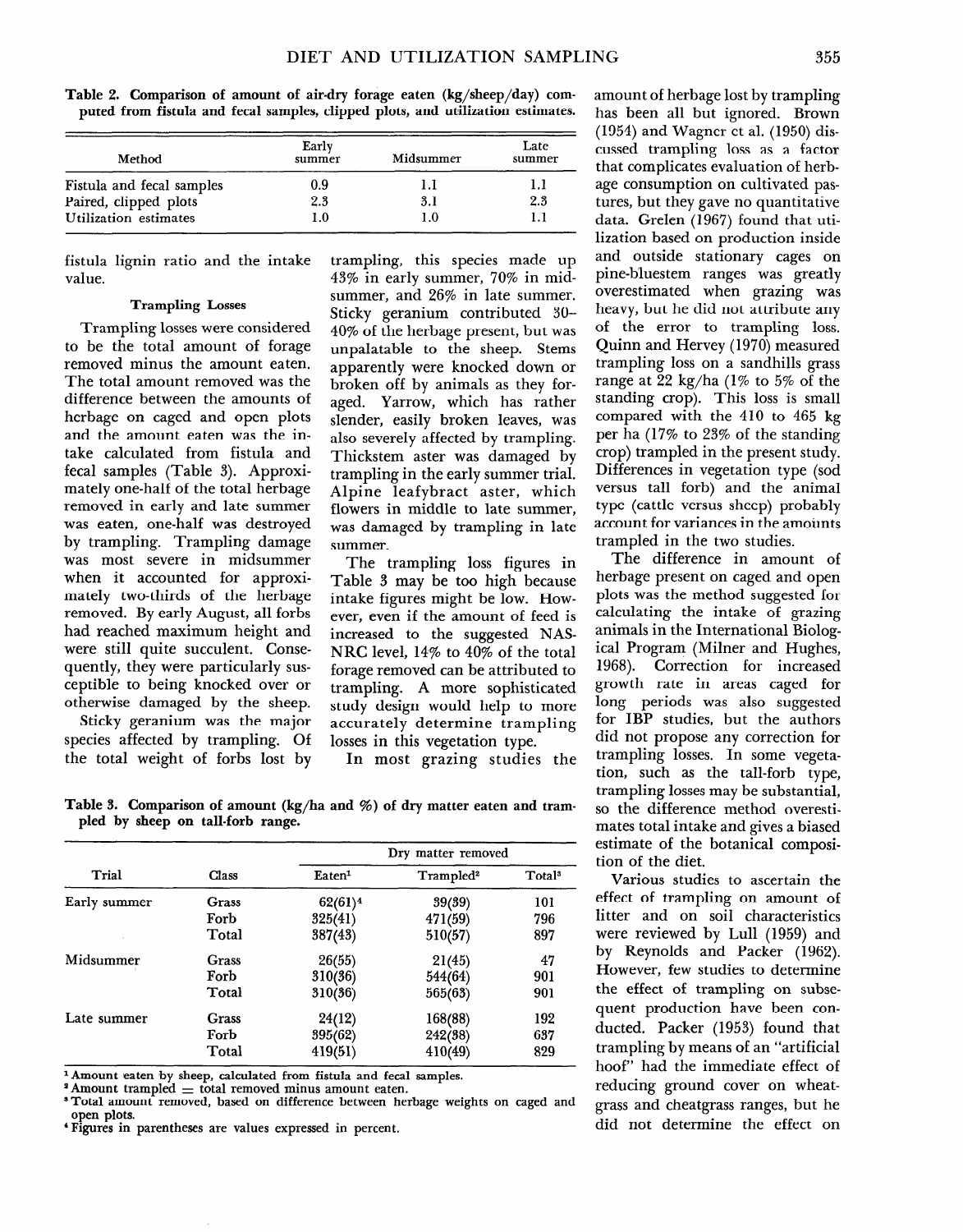Table 2. Comparison of amount of air-dry forage eaten (kg/sheep/day) computed from fistula and fecal samples, clipped plots, and utilization estimates.

| Method | Early summer | Midsummer | Late summer |
|---|---|---|---|
| Fistula and fecal samples | 0.9 | 1.1 | 1.1 |
| Paired, clipped plots | 2.3 | 3.1 | 2.3 |
| Utilization estimates | 1.0 | 1.0 | 1.1 |

fistula lignin ratio and the intake value.

### Trampling Losses

Trampling losses were considered to be the total amount of forage removed minus the amount eaten. The total amount removed was the difference between the amounts of herbage on caged and open plots and the amount eaten was the intake calculated from fistula and fecal samples (Table 3). Approximately one-half of the total herbage removed in early and late summer was eaten, one-half was destroyed by trampling. Trampling damage was most severe in midsummer when it accounted for approximately two-thirds of the herbage removed. By early August, all forbs had reached maximum height and were still quite succulent. Consequently, they were particularly susceptible to being knocked over or otherwise damaged by the sheep.

Sticky geranium was the major species affected by trampling. Of the total weight of forbs lost by trampling, this species made up 43% in early summer, 70% in midsummer, and 26% in late summer. Sticky geranium contributed 30–40% of the herbage present, but was unpalatable to the sheep. Stems apparently were knocked down or broken off by animals as they foraged. Yarrow, which has rather slender, easily broken leaves, was also severely affected by trampling. Thickstem aster was damaged by trampling in the early summer trial. Alpine leafybract aster, which flowers in middle to late summer, was damaged by trampling in late summer.

The trampling loss figures in Table 3 may be too high because intake figures might be low. However, even if the amount of feed is increased to the suggested NAS-NRC level, 14% to 40% of the total forage removed can be attributed to trampling. A more sophisticated study design would help to more accurately determine trampling losses in this vegetation type.

In most grazing studies the amount of herbage lost by trampling has been all but ignored. Brown (1954) and Wagner et al. (1950) discussed trampling loss as a factor that complicates evaluation of herbage consumption on cultivated pastures, but they gave no quantitative data. Grelen (1967) found that utilization based on production inside and outside stationary cages on pine-bluestem ranges was greatly overestimated when grazing was heavy, but he did not attribute any of the error to trampling loss. Quinn and Hervey (1970) measured trampling loss on a sandhills grass range at 22 kg/ha (1% to 5% of the standing crop). This loss is small compared with the 410 to 465 kg per ha (17% to 23% of the standing crop) trampled in the present study. Differences in vegetation type (sod versus tall forb) and the animal type (cattle versus sheep) probably account for variances in the amounts trampled in the two studies.

The difference in amount of herbage present on caged and open plots was the method suggested for calculating the intake of grazing animals in the International Biological Program (Milner and Hughes, 1968). Correction for increased growth rate in areas caged for long periods was also suggested for IBP studies, but the authors did not propose any correction for trampling losses. In some vegetation, such as the tall-forb type, trampling losses may be substantial, so the difference method overestimates total intake and gives a biased estimate of the botanical composition of the diet.

Various studies to ascertain the effect of trampling on amount of litter and on soil characteristics were reviewed by Lull (1959) and by Reynolds and Packer (1962). However, few studies to determine the effect of trampling on subsequent production have been conducted. Packer (1953) found that trampling by means of an "artificial hoof" had the immediate effect of reducing ground cover on wheatgrass and cheatgrass ranges, but he did not determine the effect on

Table 3. Comparison of amount (kg/ha and %) of dry matter eaten and trampled by sheep on tall-forb range.

| Trial | Class | Dry matter removed | | |
|---|---|---|---|---|
| | | Eaten[1] | Trampled[2] | Total[3] |
| Early summer | Grass | 62(61)[4] | 39(39) | 101 |
| | Forb | 325(41) | 471(59) | 796 |
| | Total | 387(43) | 510(57) | 897 |
| Midsummer | Grass | 26(55) | 21(45) | 47 |
| | Forb | 310(36) | 544(64) | 901 |
| | Total | 310(36) | 565(63) | 901 |
| Late summer | Grass | 24(12) | 168(88) | 192 |
| | Forb | 395(62) | 242(38) | 637 |
| | Total | 419(51) | 410(49) | 829 |

[1] Amount eaten by sheep, calculated from fistula and fecal samples.
[2] Amount trampled = total removed minus amount eaten.
[3] Total amount removed, based on difference between herbage weights on caged and open plots.
[4] Figures in parentheses are values expressed in percent.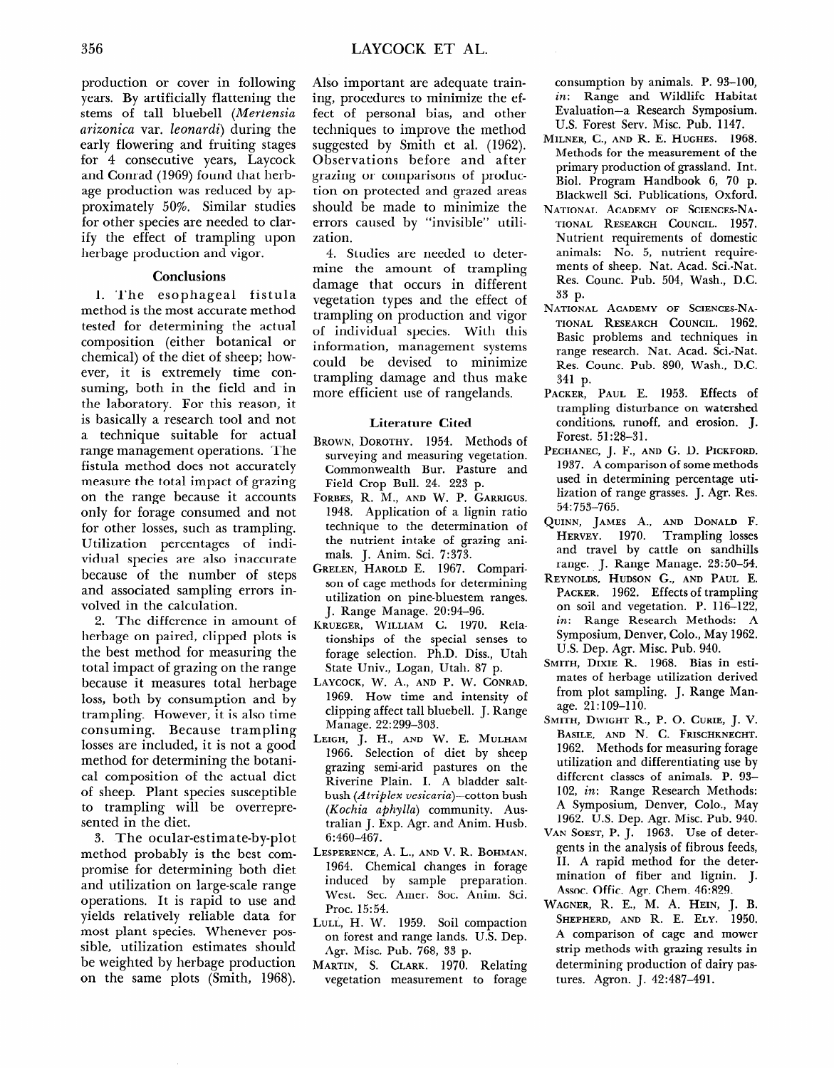production or cover in following years. By artificially flattening the stems of tall bluebell (*Mertensia arizonica* var. *leonardi*) during the early flowering and fruiting stages for 4 consecutive years, Laycock and Conrad (1969) found that herbage production was reduced by approximately 50%. Similar studies for other species are needed to clarify the effect of trampling upon herbage production and vigor.

## Conclusions

1. The esophageal fistula method is the most accurate method tested for determining the actual composition (either botanical or chemical) of the diet of sheep; however, it is extremely time consuming, both in the field and in the laboratory. For this reason, it is basically a research tool and not a technique suitable for actual range management operations. The fistula method does not accurately measure the total impact of grazing on the range because it accounts only for forage consumed and not for other losses, such as trampling. Utilization percentages of individual species are also inaccurate because of the number of steps and associated sampling errors involved in the calculation.

2. The difference in amount of herbage on paired, clipped plots is the best method for measuring the total impact of grazing on the range because it measures total herbage loss, both by consumption and by trampling. However, it is also time consuming. Because trampling losses are included, it is not a good method for determining the botanical composition of the actual diet of sheep. Plant species susceptible to trampling will be overrepresented in the diet.

3. The ocular-estimate-by-plot method probably is the best compromise for determining both diet and utilization on large-scale range operations. It is rapid to use and yields relatively reliable data for most plant species. Whenever possible, utilization estimates should be weighted by herbage production on the same plots (Smith, 1968). Also important are adequate training, procedures to minimize the effect of personal bias, and other techniques to improve the method suggested by Smith et al. (1962). Observations before and after grazing or comparisons of production on protected and grazed areas should be made to minimize the errors caused by "invisible" utilization.

4. Studies are needed to determine the amount of trampling damage that occurs in different vegetation types and the effect of trampling on production and vigor of individual species. With this information, management systems could be devised to minimize trampling damage and thus make more efficient use of rangelands.

## Literature Cited

Brown, Dorothy. 1954. Methods of surveying and measuring vegetation. Commonwealth Bur. Pasture and Field Crop Bull. 24. 223 p.

Forbes, R. M., and W. P. Garrigus. 1948. Application of a lignin ratio technique to the determination of the nutrient intake of grazing animals. J. Anim. Sci. 7:373.

Grelen, Harold E. 1967. Comparison of cage methods for determining utilization on pine-bluestem ranges. J. Range Manage. 20:94–96.

Krueger, William C. 1970. Relationships of the special senses to forage selection. Ph.D. Diss., Utah State Univ., Logan, Utah. 87 p.

Laycock, W. A., and P. W. Conrad. 1969. How time and intensity of clipping affect tall bluebell. J. Range Manage. 22:299–303.

Leigh, J. H., and W. E. Mulham 1966. Selection of diet by sheep grazing semi-arid pastures on the Riverine Plain. I. A bladder saltbush (*Atriplex vesicaria*)—cotton bush (*Kochia aphylla*) community. Australian J. Exp. Agr. and Anim. Husb. 6:460–467.

Lesperence, A. L., and V. R. Bohman. 1964. Chemical changes in forage induced by sample preparation. West. Sec. Amer. Soc. Anim. Sci. Proc. 15:54.

Lull, H. W. 1959. Soil compaction on forest and range lands. U.S. Dep. Agr. Misc. Pub. 768, 33 p.

Martin, S. Clark. 1970. Relating vegetation measurement to forage consumption by animals. P. 93–100, *in*: Range and Wildlife Habitat Evaluation—a Research Symposium. U.S. Forest Serv. Misc. Pub. 1147.

Milner, C., and R. E. Hughes. 1968. Methods for the measurement of the primary production of grassland. Int. Biol. Program Handbook 6, 70 p. Blackwell Sci. Publications, Oxford.

National Academy of Sciences-National Research Council. 1957. Nutrient requirements of domestic animals: No. 5, nutrient requirements of sheep. Nat. Acad. Sci.-Nat. Res. Counc. Pub. 504, Wash., D.C. 33 p.

National Academy of Sciences-National Research Council. 1962. Basic problems and techniques in range research. Nat. Acad. Sci.-Nat. Res. Counc. Pub. 890, Wash., D.C. 341 p.

Packer, Paul E. 1953. Effects of trampling disturbance on watershed conditions, runoff, and erosion. J. Forest. 51:28–31.

Pechanec, J. F., and G. D. Pickford. 1937. A comparison of some methods used in determining percentage utilization of range grasses. J. Agr. Res. 54:753–765.

Quinn, James A., and Donald F. Hervey. 1970. Trampling losses and travel by cattle on sandhills range. J. Range Manage. 23:50–54.

Reynolds, Hudson G., and Paul E. Packer. 1962. Effects of trampling on soil and vegetation. P. 116–122, *in*: Range Research Methods: A Symposium, Denver, Colo., May 1962. U.S. Dep. Agr. Misc. Pub. 940.

Smith, Dixie R. 1968. Bias in estimates of herbage utilization derived from plot sampling. J. Range Manage. 21:109–110.

Smith, Dwight R., P. O. Curie, J. V. Basile, and N. C. Frischknecht. 1962. Methods for measuring forage utilization and differentiating use by different classes of animals. P. 93–102, *in*: Range Research Methods: A Symposium, Denver, Colo., May 1962. U.S. Dep. Agr. Misc. Pub. 940.

Van Soest, P. J. 1963. Use of detergents in the analysis of fibrous feeds, II. A rapid method for the determination of fiber and lignin. J. Assoc. Offic. Agr. Chem. 46:829.

Wagner, R. E., M. A. Hein, J. B. Shepherd, and R. E. Ely. 1950. A comparison of cage and mower strip methods with grazing results in determining production of dairy pastures. Agron. J. 42:487–491.